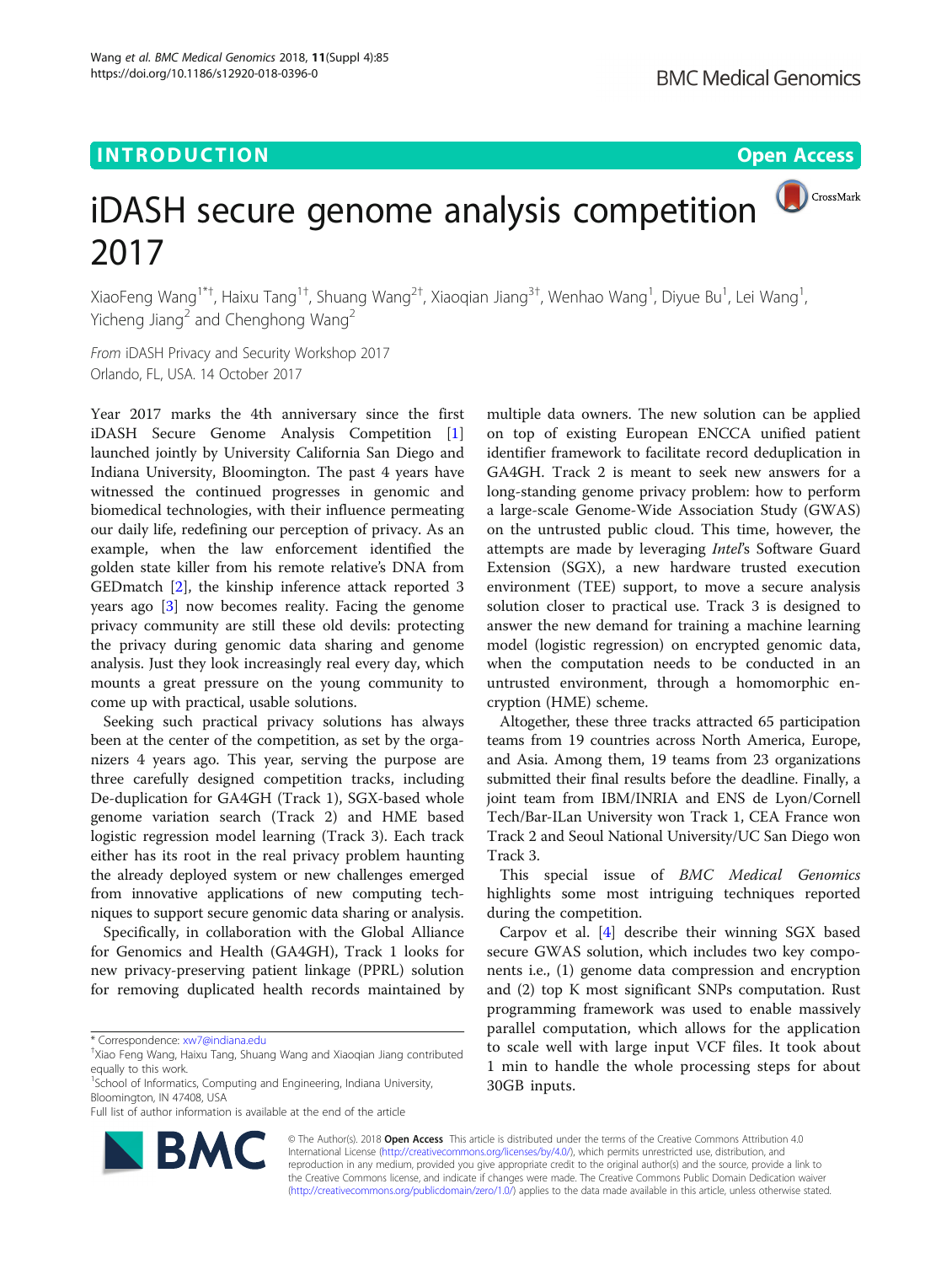INTRODUCTION

Open Access

# iDASH secure genome analysis competition 2017

XiaoFeng Wang[1*†], Haixu Tang[1†], Shuang Wang[2†], Xiaoqian Jiang[3†], Wenhao Wang[1], Diyue Bu[1], Lei Wang[1], Yicheng Jiang[2] and Chenghong Wang[2]

*From* iDASH Privacy and Security Workshop 2017
Orlando, FL, USA. 14 October 2017

Year 2017 marks the 4th anniversary since the first iDASH Secure Genome Analysis Competition [1] launched jointly by University California San Diego and Indiana University, Bloomington. The past 4 years have witnessed the continued progresses in genomic and biomedical technologies, with their influence permeating our daily life, redefining our perception of privacy. As an example, when the law enforcement identified the golden state killer from his remote relative's DNA from GEDmatch [2], the kinship inference attack reported 3 years ago [3] now becomes reality. Facing the genome privacy community are still these old devils: protecting the privacy during genomic data sharing and genome analysis. Just they look increasingly real every day, which mounts a great pressure on the young community to come up with practical, usable solutions.

Seeking such practical privacy solutions has always been at the center of the competition, as set by the organizers 4 years ago. This year, serving the purpose are three carefully designed competition tracks, including De-duplication for GA4GH (Track 1), SGX-based whole genome variation search (Track 2) and HME based logistic regression model learning (Track 3). Each track either has its root in the real privacy problem haunting the already deployed system or new challenges emerged from innovative applications of new computing techniques to support secure genomic data sharing or analysis.

Specifically, in collaboration with the Global Alliance for Genomics and Health (GA4GH), Track 1 looks for new privacy-preserving patient linkage (PPRL) solution for removing duplicated health records maintained by multiple data owners. The new solution can be applied on top of existing European ENCCA unified patient identifier framework to facilitate record deduplication in GA4GH. Track 2 is meant to seek new answers for a long-standing genome privacy problem: how to perform a large-scale Genome-Wide Association Study (GWAS) on the untrusted public cloud. This time, however, the attempts are made by leveraging *Intel*'s Software Guard Extension (SGX), a new hardware trusted execution environment (TEE) support, to move a secure analysis solution closer to practical use. Track 3 is designed to answer the new demand for training a machine learning model (logistic regression) on encrypted genomic data, when the computation needs to be conducted in an untrusted environment, through a homomorphic encryption (HME) scheme.

Altogether, these three tracks attracted 65 participation teams from 19 countries across North America, Europe, and Asia. Among them, 19 teams from 23 organizations submitted their final results before the deadline. Finally, a joint team from IBM/INRIA and ENS de Lyon/Cornell Tech/Bar-ILan University won Track 1, CEA France won Track 2 and Seoul National University/UC San Diego won Track 3.

This special issue of *BMC Medical Genomics* highlights some most intriguing techniques reported during the competition.

Carpov et al. [4] describe their winning SGX based secure GWAS solution, which includes two key components i.e., (1) genome data compression and encryption and (2) top K most significant SNPs computation. Rust programming framework was used to enable massively parallel computation, which allows for the application to scale well with large input VCF files. It took about 1 min to handle the whole processing steps for about 30GB inputs.

\* Correspondence: xw7@indiana.edu
†Xiao Feng Wang, Haixu Tang, Shuang Wang and Xiaoqian Jiang contributed equally to this work.
[1]School of Informatics, Computing and Engineering, Indiana University, Bloomington, IN 47408, USA
Full list of author information is available at the end of the article

© The Author(s). 2018 **Open Access** This article is distributed under the terms of the Creative Commons Attribution 4.0 International License (http://creativecommons.org/licenses/by/4.0/), which permits unrestricted use, distribution, and reproduction in any medium, provided you give appropriate credit to the original author(s) and the source, provide a link to the Creative Commons license, and indicate if changes were made. The Creative Commons Public Domain Dedication waiver (http://creativecommons.org/publicdomain/zero/1.0/) applies to the data made available in this article, unless otherwise stated.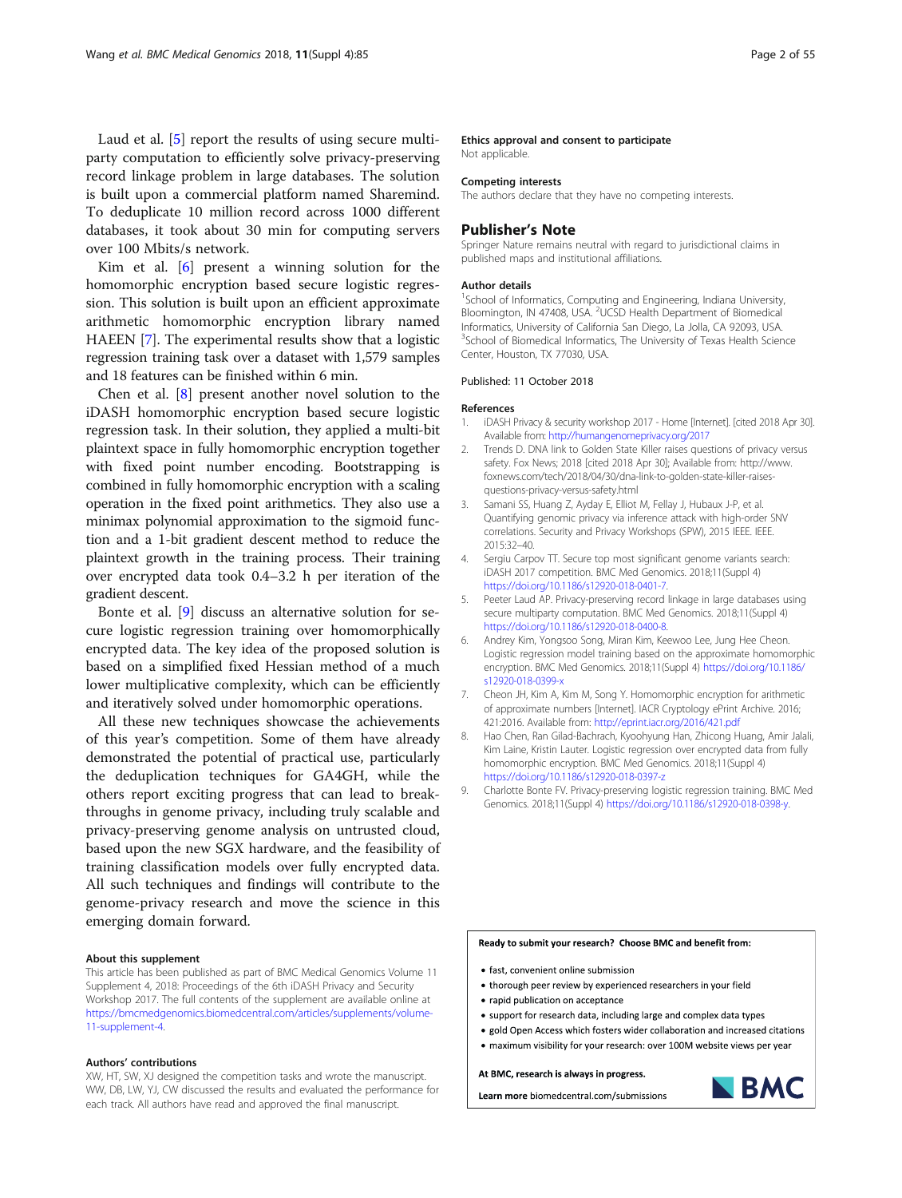Laud et al. [5] report the results of using secure multiparty computation to efficiently solve privacy-preserving record linkage problem in large databases. The solution is built upon a commercial platform named Sharemind. To deduplicate 10 million record across 1000 different databases, it took about 30 min for computing servers over 100 Mbits/s network.

Kim et al. [6] present a winning solution for the homomorphic encryption based secure logistic regression. This solution is built upon an efficient approximate arithmetic homomorphic encryption library named HAEEN [7]. The experimental results show that a logistic regression training task over a dataset with 1,579 samples and 18 features can be finished within 6 min.

Chen et al. [8] present another novel solution to the iDASH homomorphic encryption based secure logistic regression task. In their solution, they applied a multi-bit plaintext space in fully homomorphic encryption together with fixed point number encoding. Bootstrapping is combined in fully homomorphic encryption with a scaling operation in the fixed point arithmetics. They also use a minimax polynomial approximation to the sigmoid function and a 1-bit gradient descent method to reduce the plaintext growth in the training process. Their training over encrypted data took 0.4–3.2 h per iteration of the gradient descent.

Bonte et al. [9] discuss an alternative solution for secure logistic regression training over homomorphically encrypted data. The key idea of the proposed solution is based on a simplified fixed Hessian method of a much lower multiplicative complexity, which can be efficiently and iteratively solved under homomorphic operations.

All these new techniques showcase the achievements of this year's competition. Some of them have already demonstrated the potential of practical use, particularly the deduplication techniques for GA4GH, while the others report exciting progress that can lead to breakthroughs in genome privacy, including truly scalable and privacy-preserving genome analysis on untrusted cloud, based upon the new SGX hardware, and the feasibility of training classification models over fully encrypted data. All such techniques and findings will contribute to the genome-privacy research and move the science in this emerging domain forward.

### About this supplement

This article has been published as part of BMC Medical Genomics Volume 11 Supplement 4, 2018: Proceedings of the 6th iDASH Privacy and Security Workshop 2017. The full contents of the supplement are available online at https://bmcmedgenomics.biomedcentral.com/articles/supplements/volume-11-supplement-4.

### Authors' contributions

XW, HT, SW, XJ designed the competition tasks and wrote the manuscript. WW, DB, LW, YJ, CW discussed the results and evaluated the performance for each track. All authors have read and approved the final manuscript.

### Ethics approval and consent to participate

Not applicable.

### Competing interests

The authors declare that they have no competing interests.

## Publisher's Note

Springer Nature remains neutral with regard to jurisdictional claims in published maps and institutional affiliations.

### Author details

[1]School of Informatics, Computing and Engineering, Indiana University, Bloomington, IN 47408, USA. [2]UCSD Health Department of Biomedical Informatics, University of California San Diego, La Jolla, CA 92093, USA. [3]School of Biomedical Informatics, The University of Texas Health Science Center, Houston, TX 77030, USA.

Published: 11 October 2018

### References

1. iDASH Privacy & security workshop 2017 - Home [Internet]. [cited 2018 Apr 30]. Available from: http://humangenomeprivacy.org/2017
2. Trends D. DNA link to Golden State Killer raises questions of privacy versus safety. Fox News; 2018 [cited 2018 Apr 30]; Available from: http://www.foxnews.com/tech/2018/04/30/dna-link-to-golden-state-killer-raises-questions-privacy-versus-safety.html
3. Samani SS, Huang Z, Ayday E, Elliot M, Fellay J, Hubaux J-P, et al. Quantifying genomic privacy via inference attack with high-order SNV correlations. Security and Privacy Workshops (SPW), 2015 IEEE. IEEE. 2015:32–40.
4. Sergiu Carpov TT. Secure top most significant genome variants search: iDASH 2017 competition. BMC Med Genomics. 2018;11(Suppl 4) https://doi.org/10.1186/s12920-018-0401-7.
5. Peeter Laud AP. Privacy-preserving record linkage in large databases using secure multiparty computation. BMC Med Genomics. 2018;11(Suppl 4) https://doi.org/10.1186/s12920-018-0400-8.
6. Andrey Kim, Yongsoo Song, Miran Kim, Keewoo Lee, Jung Hee Cheon. Logistic regression model training based on the approximate homomorphic encryption. BMC Med Genomics. 2018;11(Suppl 4) https://doi.org/10.1186/s12920-018-0399-x
7. Cheon JH, Kim A, Kim M, Song Y. Homomorphic encryption for arithmetic of approximate numbers [Internet]. IACR Cryptology ePrint Archive. 2016; 421:2016. Available from: http://eprint.iacr.org/2016/421.pdf
8. Hao Chen, Ran Gilad-Bachrach, Kyoohyung Han, Zhicong Huang, Amir Jalali, Kim Laine, Kristin Lauter. Logistic regression over encrypted data from fully homomorphic encryption. BMC Med Genomics. 2018;11(Suppl 4) https://doi.org/10.1186/s12920-018-0397-z
9. Charlotte Bonte FV. Privacy-preserving logistic regression training. BMC Med Genomics. 2018;11(Suppl 4) https://doi.org/10.1186/s12920-018-0398-y.

**Ready to submit your research? Choose BMC and benefit from:**

- fast, convenient online submission
- thorough peer review by experienced researchers in your field
- rapid publication on acceptance
- support for research data, including large and complex data types
- gold Open Access which fosters wider collaboration and increased citations
- maximum visibility for your research: over 100M website views per year

**At BMC, research is always in progress.**

**Learn more** biomedcentral.com/submissions

BMC